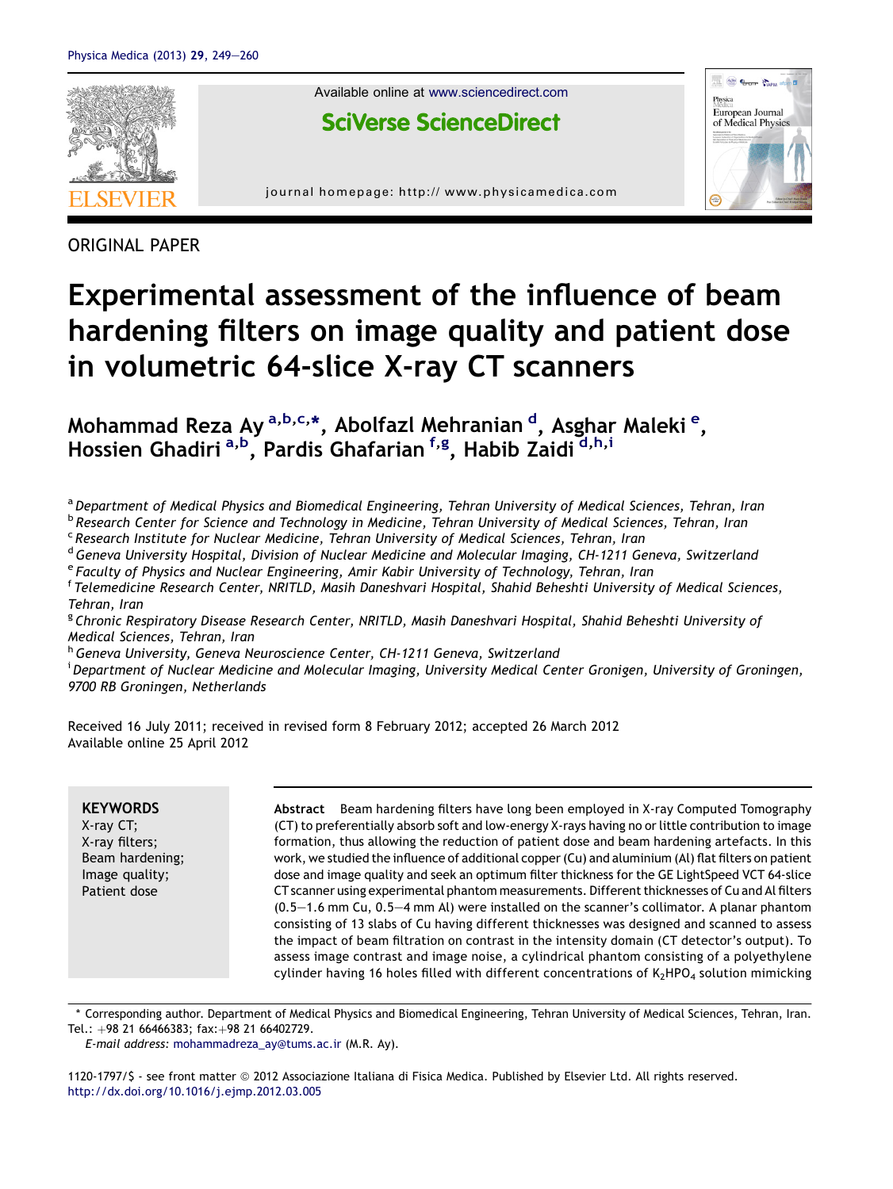ORIGINAL PAPER

# Experimental assessment of the influence of beam hardening filters on image quality and patient dose in volumetric 64-slice X-ray CT scanners

Mohammad Reza Ay [a,b,c,*], Abolfazl Mehranian [d], Asghar Maleki [e], Hossien Ghadiri [a,b], Pardis Ghafarian [f,g], Habib Zaidi [d,h,i]

[a] Department of Medical Physics and Biomedical Engineering, Tehran University of Medical Sciences, Tehran, Iran
[b] Research Center for Science and Technology in Medicine, Tehran University of Medical Sciences, Tehran, Iran
[c] Research Institute for Nuclear Medicine, Tehran University of Medical Sciences, Tehran, Iran
[d] Geneva University Hospital, Division of Nuclear Medicine and Molecular Imaging, CH-1211 Geneva, Switzerland
[e] Faculty of Physics and Nuclear Engineering, Amir Kabir University of Technology, Tehran, Iran
[f] Telemedicine Research Center, NRITLD, Masih Daneshvari Hospital, Shahid Beheshti University of Medical Sciences, Tehran, Iran
[g] Chronic Respiratory Disease Research Center, NRITLD, Masih Daneshvari Hospital, Shahid Beheshti University of Medical Sciences, Tehran, Iran
[h] Geneva University, Geneva Neuroscience Center, CH-1211 Geneva, Switzerland
[i] Department of Nuclear Medicine and Molecular Imaging, University Medical Center Gronigen, University of Groningen, 9700 RB Groningen, Netherlands

Received 16 July 2011; received in revised form 8 February 2012; accepted 26 March 2012
Available online 25 April 2012

**KEYWORDS**
X-ray CT;
X-ray filters;
Beam hardening;
Image quality;
Patient dose

**Abstract** Beam hardening filters have long been employed in X-ray Computed Tomography (CT) to preferentially absorb soft and low-energy X-rays having no or little contribution to image formation, thus allowing the reduction of patient dose and beam hardening artefacts. In this work, we studied the influence of additional copper (Cu) and aluminium (Al) flat filters on patient dose and image quality and seek an optimum filter thickness for the GE LightSpeed VCT 64-slice CT scanner using experimental phantom measurements. Different thicknesses of Cu and Al filters (0.5–1.6 mm Cu, 0.5–4 mm Al) were installed on the scanner's collimator. A planar phantom consisting of 13 slabs of Cu having different thicknesses was designed and scanned to assess the impact of beam filtration on contrast in the intensity domain (CT detector's output). To assess image contrast and image noise, a cylindrical phantom consisting of a polyethylene cylinder having 16 holes filled with different concentrations of $K_2HPO_4$ solution mimicking

\* Corresponding author. Department of Medical Physics and Biomedical Engineering, Tehran University of Medical Sciences, Tehran, Iran. Tel.: +98 21 66466383; fax: +98 21 66402729.
*E-mail address:* mohammadreza_ay@tums.ac.ir (M.R. Ay).

1120-1797/$ - see front matter © 2012 Associazione Italiana di Fisica Medica. Published by Elsevier Ltd. All rights reserved.
http://dx.doi.org/10.1016/j.ejmp.2012.03.005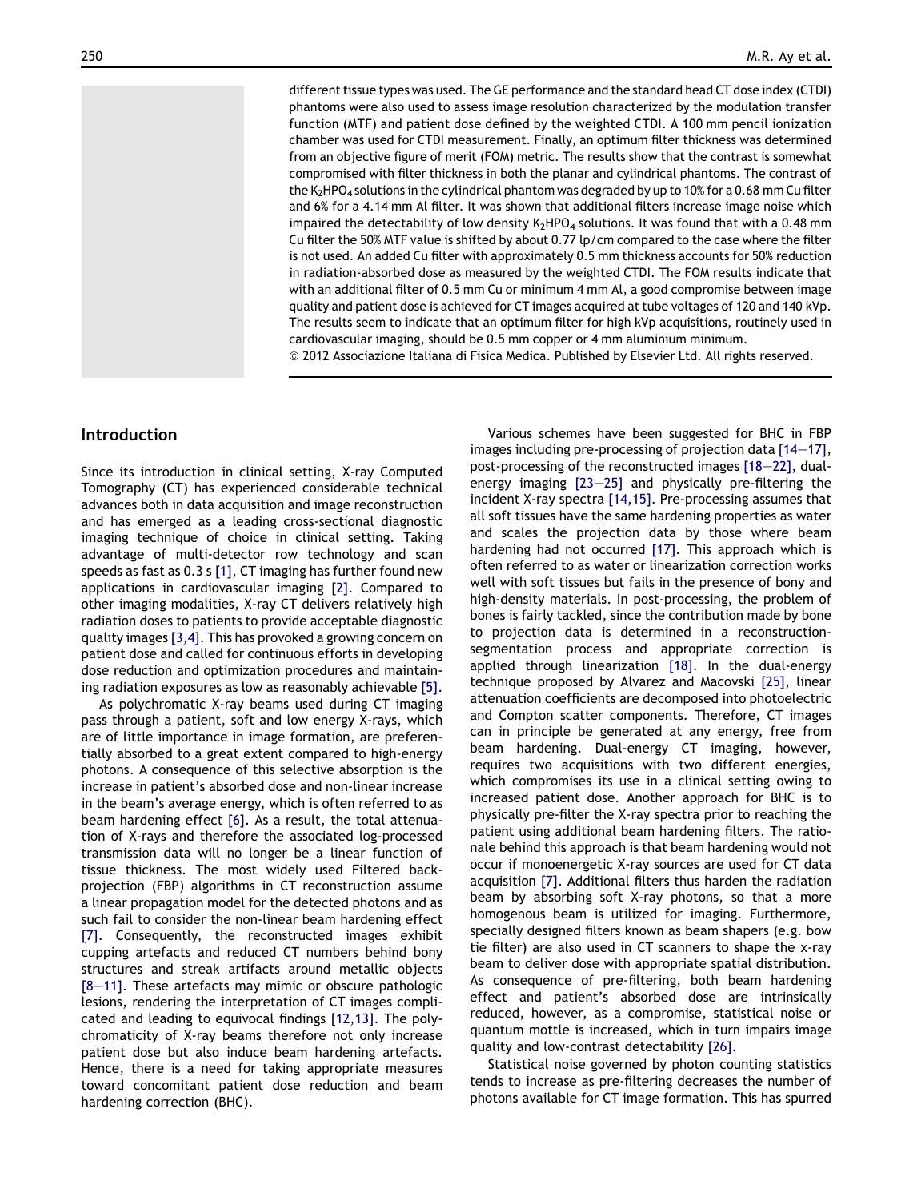different tissue types was used. The GE performance and the standard head CT dose index (CTDI) phantoms were also used to assess image resolution characterized by the modulation transfer function (MTF) and patient dose defined by the weighted CTDI. A 100 mm pencil ionization chamber was used for CTDI measurement. Finally, an optimum filter thickness was determined from an objective figure of merit (FOM) metric. The results show that the contrast is somewhat compromised with filter thickness in both the planar and cylindrical phantoms. The contrast of the $K_2HPO_4$ solutions in the cylindrical phantom was degraded by up to 10% for a 0.68 mm Cu filter and 6% for a 4.14 mm Al filter. It was shown that additional filters increase image noise which impaired the detectability of low density $K_2HPO_4$ solutions. It was found that with a 0.48 mm Cu filter the 50% MTF value is shifted by about 0.77 lp/cm compared to the case where the filter is not used. An added Cu filter with approximately 0.5 mm thickness accounts for 50% reduction in radiation-absorbed dose as measured by the weighted CTDI. The FOM results indicate that with an additional filter of 0.5 mm Cu or minimum 4 mm Al, a good compromise between image quality and patient dose is achieved for CT images acquired at tube voltages of 120 and 140 kVp. The results seem to indicate that an optimum filter for high kVp acquisitions, routinely used in cardiovascular imaging, should be 0.5 mm copper or 4 mm aluminium minimum.

© 2012 Associazione Italiana di Fisica Medica. Published by Elsevier Ltd. All rights reserved.

## Introduction

Since its introduction in clinical setting, X-ray Computed Tomography (CT) has experienced considerable technical advances both in data acquisition and image reconstruction and has emerged as a leading cross-sectional diagnostic imaging technique of choice in clinical setting. Taking advantage of multi-detector row technology and scan speeds as fast as 0.3 s [1], CT imaging has further found new applications in cardiovascular imaging [2]. Compared to other imaging modalities, X-ray CT delivers relatively high radiation doses to patients to provide acceptable diagnostic quality images [3,4]. This has provoked a growing concern on patient dose and called for continuous efforts in developing dose reduction and optimization procedures and maintaining radiation exposures as low as reasonably achievable [5].

As polychromatic X-ray beams used during CT imaging pass through a patient, soft and low energy X-rays, which are of little importance in image formation, are preferentially absorbed to a great extent compared to high-energy photons. A consequence of this selective absorption is the increase in patient's absorbed dose and non-linear increase in the beam's average energy, which is often referred to as beam hardening effect [6]. As a result, the total attenuation of X-rays and therefore the associated log-processed transmission data will no longer be a linear function of tissue thickness. The most widely used Filtered back-projection (FBP) algorithms in CT reconstruction assume a linear propagation model for the detected photons and as such fail to consider the non-linear beam hardening effect [7]. Consequently, the reconstructed images exhibit cupping artefacts and reduced CT numbers behind bony structures and streak artifacts around metallic objects [8–11]. These artefacts may mimic or obscure pathologic lesions, rendering the interpretation of CT images complicated and leading to equivocal findings [12,13]. The polychromaticity of X-ray beams therefore not only increase patient dose but also induce beam hardening artefacts. Hence, there is a need for taking appropriate measures toward concomitant patient dose reduction and beam hardening correction (BHC).

Various schemes have been suggested for BHC in FBP images including pre-processing of projection data [14–17], post-processing of the reconstructed images [18–22], dual-energy imaging [23–25] and physically pre-filtering the incident X-ray spectra [14,15]. Pre-processing assumes that all soft tissues have the same hardening properties as water and scales the projection data by those where beam hardening had not occurred [17]. This approach which is often referred to as water or linearization correction works well with soft tissues but fails in the presence of bony and high-density materials. In post-processing, the problem of bones is fairly tackled, since the contribution made by bone to projection data is determined in a reconstruction-segmentation process and appropriate correction is applied through linearization [18]. In the dual-energy technique proposed by Alvarez and Macovski [25], linear attenuation coefficients are decomposed into photoelectric and Compton scatter components. Therefore, CT images can in principle be generated at any energy, free from beam hardening. Dual-energy CT imaging, however, requires two acquisitions with two different energies, which compromises its use in a clinical setting owing to increased patient dose. Another approach for BHC is to physically pre-filter the X-ray spectra prior to reaching the patient using additional beam hardening filters. The rationale behind this approach is that beam hardening would not occur if monoenergetic X-ray sources are used for CT data acquisition [7]. Additional filters thus harden the radiation beam by absorbing soft X-ray photons, so that a more homogenous beam is utilized for imaging. Furthermore, specially designed filters known as beam shapers (e.g. bow tie filter) are also used in CT scanners to shape the x-ray beam to deliver dose with appropriate spatial distribution. As consequence of pre-filtering, both beam hardening effect and patient's absorbed dose are intrinsically reduced, however, as a compromise, statistical noise or quantum mottle is increased, which in turn impairs image quality and low-contrast detectability [26].

Statistical noise governed by photon counting statistics tends to increase as pre-filtering decreases the number of photons available for CT image formation. This has spurred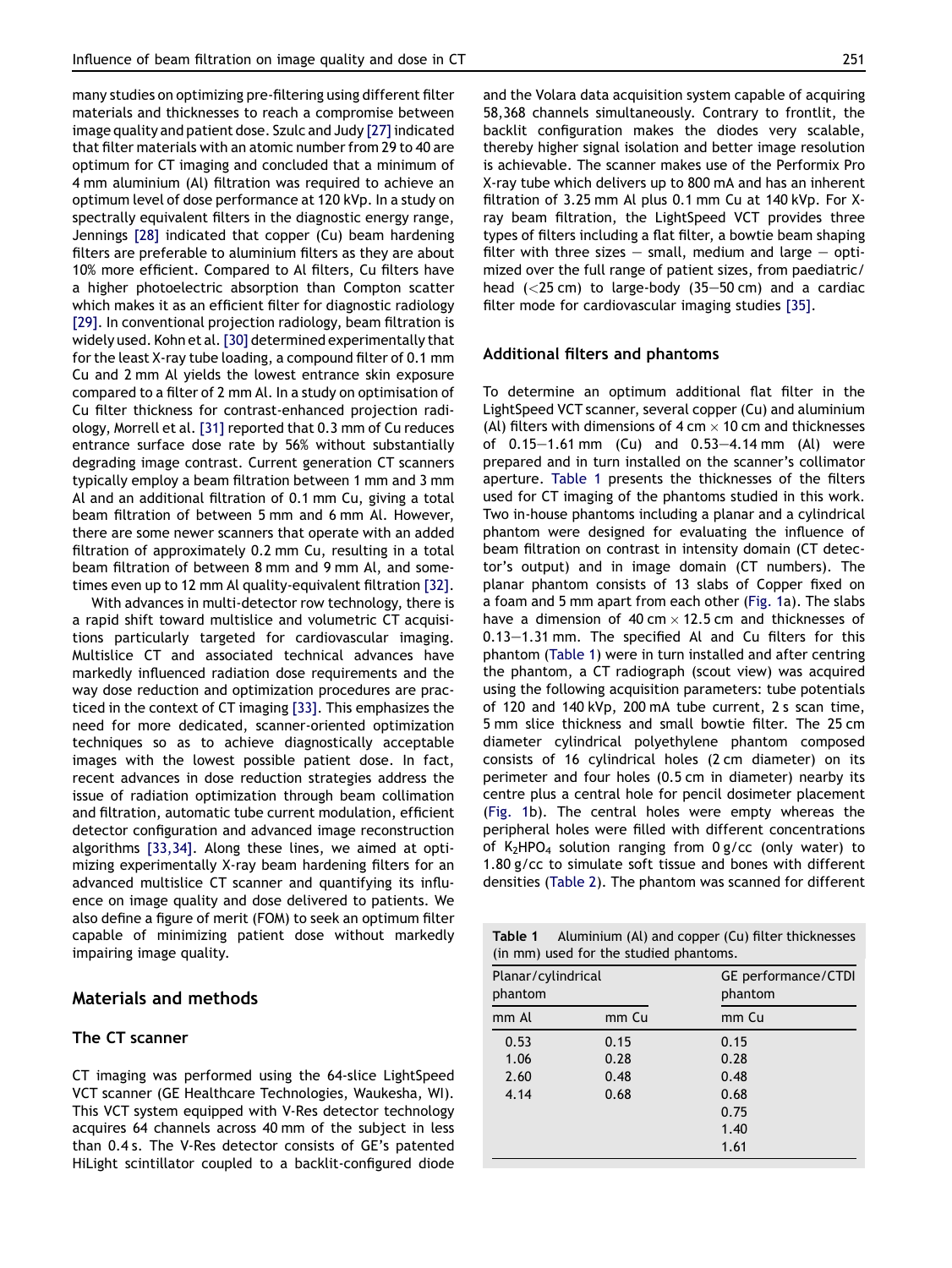many studies on optimizing pre-filtering using different filter materials and thicknesses to reach a compromise between image quality and patient dose. Szulc and Judy [27] indicated that filter materials with an atomic number from 29 to 40 are optimum for CT imaging and concluded that a minimum of 4 mm aluminium (Al) filtration was required to achieve an optimum level of dose performance at 120 kVp. In a study on spectrally equivalent filters in the diagnostic energy range, Jennings [28] indicated that copper (Cu) beam hardening filters are preferable to aluminium filters as they are about 10% more efficient. Compared to Al filters, Cu filters have a higher photoelectric absorption than Compton scatter which makes it as an efficient filter for diagnostic radiology [29]. In conventional projection radiology, beam filtration is widely used. Kohn et al. [30] determined experimentally that for the least X-ray tube loading, a compound filter of 0.1 mm Cu and 2 mm Al yields the lowest entrance skin exposure compared to a filter of 2 mm Al. In a study on optimisation of Cu filter thickness for contrast-enhanced projection radiology, Morrell et al. [31] reported that 0.3 mm of Cu reduces entrance surface dose rate by 56% without substantially degrading image contrast. Current generation CT scanners typically employ a beam filtration between 1 mm and 3 mm Al and an additional filtration of 0.1 mm Cu, giving a total beam filtration of between 5 mm and 6 mm Al. However, there are some newer scanners that operate with an added filtration of approximately 0.2 mm Cu, resulting in a total beam filtration of between 8 mm and 9 mm Al, and sometimes even up to 12 mm Al quality-equivalent filtration [32].

With advances in multi-detector row technology, there is a rapid shift toward multislice and volumetric CT acquisitions particularly targeted for cardiovascular imaging. Multislice CT and associated technical advances have markedly influenced radiation dose requirements and the way dose reduction and optimization procedures are practiced in the context of CT imaging [33]. This emphasizes the need for more dedicated, scanner-oriented optimization techniques so as to achieve diagnostically acceptable images with the lowest possible patient dose. In fact, recent advances in dose reduction strategies address the issue of radiation optimization through beam collimation and filtration, automatic tube current modulation, efficient detector configuration and advanced image reconstruction algorithms [33,34]. Along these lines, we aimed at optimizing experimentally X-ray beam hardening filters for an advanced multislice CT scanner and quantifying its influence on image quality and dose delivered to patients. We also define a figure of merit (FOM) to seek an optimum filter capable of minimizing patient dose without markedly impairing image quality.

## Materials and methods

### The CT scanner

CT imaging was performed using the 64-slice LightSpeed VCT scanner (GE Healthcare Technologies, Waukesha, WI). This VCT system equipped with V-Res detector technology acquires 64 channels across 40 mm of the subject in less than 0.4 s. The V-Res detector consists of GE's patented HiLight scintillator coupled to a backlit-configured diode and the Volara data acquisition system capable of acquiring 58,368 channels simultaneously. Contrary to frontlit, the backlit configuration makes the diodes very scalable, thereby higher signal isolation and better image resolution is achievable. The scanner makes use of the Performix Pro X-ray tube which delivers up to 800 mA and has an inherent filtration of 3.25 mm Al plus 0.1 mm Cu at 140 kVp. For X-ray beam filtration, the LightSpeed VCT provides three types of filters including a flat filter, a bowtie beam shaping filter with three sizes − small, medium and large − optimized over the full range of patient sizes, from paediatric/head (<25 cm) to large-body (35–50 cm) and a cardiac filter mode for cardiovascular imaging studies [35].

### Additional filters and phantoms

To determine an optimum additional flat filter in the LightSpeed VCT scanner, several copper (Cu) and aluminium (Al) filters with dimensions of 4 cm × 10 cm and thicknesses of 0.15–1.61 mm (Cu) and 0.53–4.14 mm (Al) were prepared and in turn installed on the scanner's collimator aperture. Table 1 presents the thicknesses of the filters used for CT imaging of the phantoms studied in this work. Two in-house phantoms including a planar and a cylindrical phantom were designed for evaluating the influence of beam filtration on contrast in intensity domain (CT detector's output) and in image domain (CT numbers). The planar phantom consists of 13 slabs of Copper fixed on a foam and 5 mm apart from each other (Fig. 1a). The slabs have a dimension of 40 cm × 12.5 cm and thicknesses of 0.13–1.31 mm. The specified Al and Cu filters for this phantom (Table 1) were in turn installed and after centring the phantom, a CT radiograph (scout view) was acquired using the following acquisition parameters: tube potentials of 120 and 140 kVp, 200 mA tube current, 2 s scan time, 5 mm slice thickness and small bowtie filter. The 25 cm diameter cylindrical polyethylene phantom composed consists of 16 cylindrical holes (2 cm diameter) on its perimeter and four holes (0.5 cm in diameter) nearby its centre plus a central hole for pencil dosimeter placement (Fig. 1b). The central holes were empty whereas the peripheral holes were filled with different concentrations of $K_2HPO_4$ solution ranging from 0 g/cc (only water) to 1.80 g/cc to simulate soft tissue and bones with different densities (Table 2). The phantom was scanned for different

**Table 1** Aluminium (Al) and copper (Cu) filter thicknesses (in mm) used for the studied phantoms.

| Planar/cylindrical phantom | | GE performance/CTDI phantom |
|---|---|---|
| mm Al | mm Cu | mm Cu |
| 0.53 | 0.15 | 0.15 |
| 1.06 | 0.28 | 0.28 |
| 2.60 | 0.48 | 0.48 |
| 4.14 | 0.68 | 0.68 |
| | | 0.75 |
| | | 1.40 |
| | | 1.61 |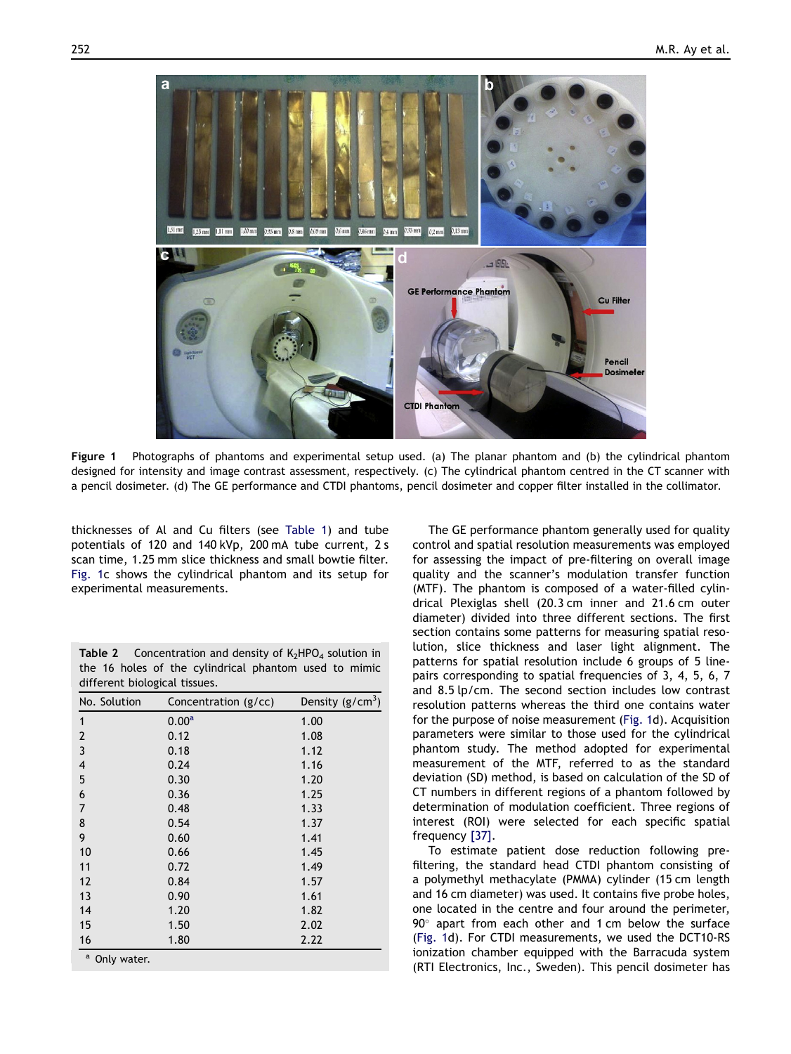Figure 1 Photographs of phantoms and experimental setup used. (a) The planar phantom and (b) the cylindrical phantom designed for intensity and image contrast assessment, respectively. (c) The cylindrical phantom centred in the CT scanner with a pencil dosimeter. (d) The GE performance and CTDI phantoms, pencil dosimeter and copper filter installed in the collimator.

thicknesses of Al and Cu filters (see Table 1) and tube potentials of 120 and 140 kVp, 200 mA tube current, 2 s scan time, 1.25 mm slice thickness and small bowtie filter. Fig. 1c shows the cylindrical phantom and its setup for experimental measurements.

**Table 2** Concentration and density of $K_2HPO_4$ solution in the 16 holes of the cylindrical phantom used to mimic different biological tissues.

| No. Solution | Concentration (g/cc) | Density (g/cm$^3$) |
|---|---|---|
| 1 | 0.00[a] | 1.00 |
| 2 | 0.12 | 1.08 |
| 3 | 0.18 | 1.12 |
| 4 | 0.24 | 1.16 |
| 5 | 0.30 | 1.20 |
| 6 | 0.36 | 1.25 |
| 7 | 0.48 | 1.33 |
| 8 | 0.54 | 1.37 |
| 9 | 0.60 | 1.41 |
| 10 | 0.66 | 1.45 |
| 11 | 0.72 | 1.49 |
| 12 | 0.84 | 1.57 |
| 13 | 0.90 | 1.61 |
| 14 | 1.20 | 1.82 |
| 15 | 1.50 | 2.02 |
| 16 | 1.80 | 2.22 |

[a] Only water.

The GE performance phantom generally used for quality control and spatial resolution measurements was employed for assessing the impact of pre-filtering on overall image quality and the scanner's modulation transfer function (MTF). The phantom is composed of a water-filled cylindrical Plexiglas shell (20.3 cm inner and 21.6 cm outer diameter) divided into three different sections. The first section contains some patterns for measuring spatial resolution, slice thickness and laser light alignment. The patterns for spatial resolution include 6 groups of 5 line-pairs corresponding to spatial frequencies of 3, 4, 5, 6, 7 and 8.5 lp/cm. The second section includes low contrast resolution patterns whereas the third one contains water for the purpose of noise measurement (Fig. 1d). Acquisition parameters were similar to those used for the cylindrical phantom study. The method adopted for experimental measurement of the MTF, referred to as the standard deviation (SD) method, is based on calculation of the SD of CT numbers in different regions of a phantom followed by determination of modulation coefficient. Three regions of interest (ROI) were selected for each specific spatial frequency [37].

To estimate patient dose reduction following pre-filtering, the standard head CTDI phantom consisting of a polymethyl methacylate (PMMA) cylinder (15 cm length and 16 cm diameter) was used. It contains five probe holes, one located in the centre and four around the perimeter, 90° apart from each other and 1 cm below the surface (Fig. 1d). For CTDI measurements, we used the DCT10-RS ionization chamber equipped with the Barracuda system (RTI Electronics, Inc., Sweden). This pencil dosimeter has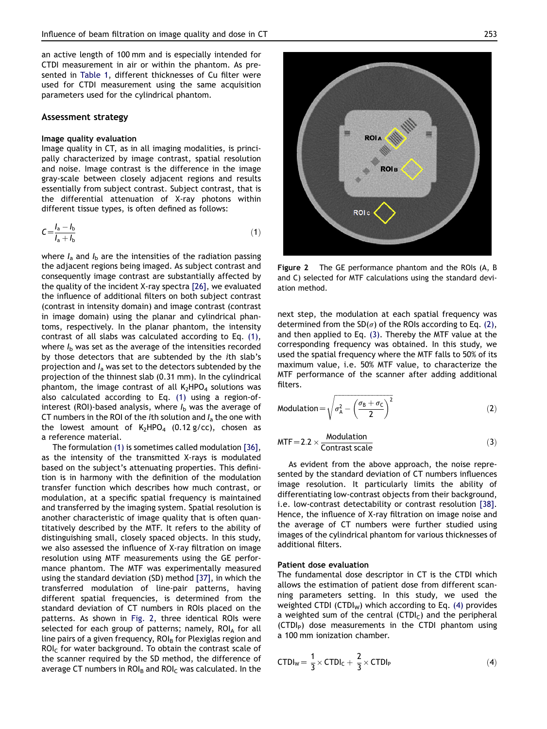an active length of 100 mm and is especially intended for CTDI measurement in air or within the phantom. As presented in Table 1, different thicknesses of Cu filter were used for CTDI measurement using the same acquisition parameters used for the cylindrical phantom.

## Assessment strategy

### Image quality evaluation

Image quality in CT, as in all imaging modalities, is principally characterized by image contrast, spatial resolution and noise. Image contrast is the difference in the image gray-scale between closely adjacent regions and results essentially from subject contrast. Subject contrast, that is the differential attenuation of X-ray photons within different tissue types, is often defined as follows:

$$C = \frac{I_a - I_b}{I_a + I_b} \tag{1}$$

where $I_a$ and $I_b$ are the intensities of the radiation passing the adjacent regions being imaged. As subject contrast and consequently image contrast are substantially affected by the quality of the incident X-ray spectra [26], we evaluated the influence of additional filters on both subject contrast (contrast in intensity domain) and image contrast (contrast in image domain) using the planar and cylindrical phantoms, respectively. In the planar phantom, the intensity contrast of all slabs was calculated according to Eq. (1), where $I_b$ was set as the average of the intensities recorded by those detectors that are subtended by the $i$th slab's projection and $I_a$ was set to the detectors subtended by the projection of the thinnest slab (0.31 mm). In the cylindrical phantom, the image contrast of all $K_2HPO_4$ solutions was also calculated according to Eq. (1) using a region-of-interest (ROI)-based analysis, where $I_b$ was the average of CT numbers in the ROI of the $i$th solution and $I_a$ the one with the lowest amount of $K_2HPO_4$ (0.12 g/cc), chosen as a reference material.

The formulation (1) is sometimes called modulation [36], as the intensity of the transmitted X-rays is modulated based on the subject's attenuating properties. This definition is in harmony with the definition of the modulation transfer function which describes how much contrast, or modulation, at a specific spatial frequency is maintained and transferred by the imaging system. Spatial resolution is another characteristic of image quality that is often quantitatively described by the MTF. It refers to the ability of distinguishing small, closely spaced objects. In this study, we also assessed the influence of X-ray filtration on image resolution using MTF measurements using the GE performance phantom. The MTF was experimentally measured using the standard deviation (SD) method [37], in which the transferred modulation of line-pair patterns, having different spatial frequencies, is determined from the standard deviation of CT numbers in ROIs placed on the patterns. As shown in Fig. 2, three identical ROIs were selected for each group of patterns; namely, $ROI_A$ for all line pairs of a given frequency, $ROI_B$ for Plexiglas region and $ROI_C$ for water background. To obtain the contrast scale of the scanner required by the SD method, the difference of average CT numbers in $ROI_B$ and $ROI_C$ was calculated. In the next step, the modulation at each spatial frequency was determined from the SD($\sigma$) of the ROIs according to Eq. (2), and then applied to Eq. (3). Thereby the MTF value at the corresponding frequency was obtained. In this study, we used the spatial frequency where the MTF falls to 50% of its maximum value, i.e. 50% MTF value, to characterize the MTF performance of the scanner after adding additional filters.

**Figure 2** The GE performance phantom and the ROIs (A, B and C) selected for MTF calculations using the standard deviation method.

$$\text{Modulation} = \sqrt{\sigma_A^2 - \left(\frac{\sigma_B + \sigma_C}{2}\right)^2} \tag{2}$$

$$\text{MTF} = 2.2 \times \frac{\text{Modulation}}{\text{Contrast scale}} \tag{3}$$

As evident from the above approach, the noise represented by the standard deviation of CT numbers influences image resolution. It particularly limits the ability of differentiating low-contrast objects from their background, i.e. low-contrast detectability or contrast resolution [38]. Hence, the influence of X-ray filtration on image noise and the average of CT numbers were further studied using images of the cylindrical phantom for various thicknesses of additional filters.

### Patient dose evaluation

The fundamental dose descriptor in CT is the CTDI which allows the estimation of patient dose from different scanning parameters setting. In this study, we used the weighted CTDI ($CTDI_W$) which according to Eq. (4) provides a weighted sum of the central ($CTDI_C$) and the peripheral ($CTDI_P$) dose measurements in the CTDI phantom using a 100 mm ionization chamber.

$$CTDI_W = \frac{1}{3} \times CTDI_C + \frac{2}{3} \times CTDI_P \tag{4}$$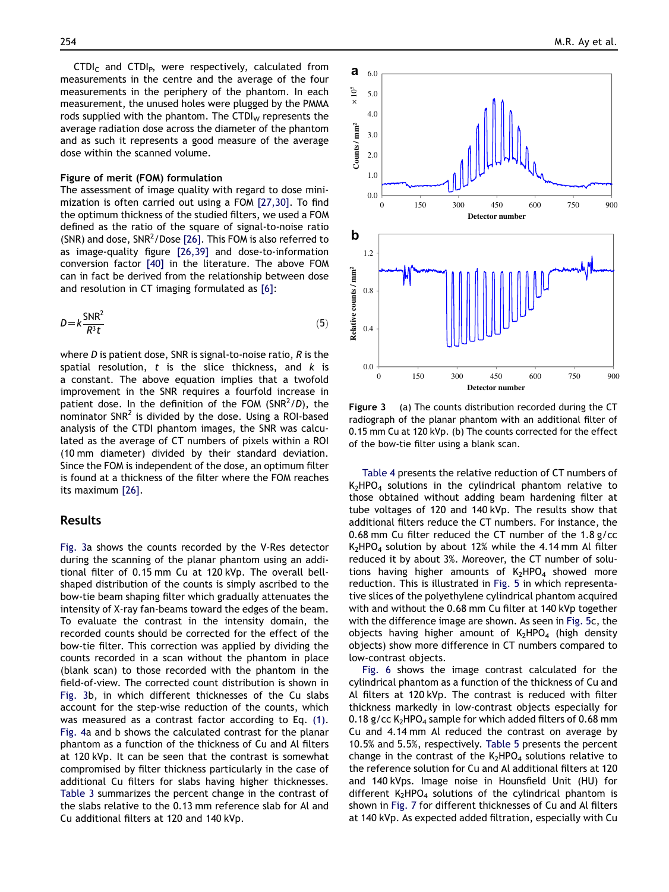$CTDI_C$ and $CTDI_P$, were respectively, calculated from measurements in the centre and the average of the four measurements in the periphery of the phantom. In each measurement, the unused holes were plugged by the PMMA rods supplied with the phantom. The $CTDI_W$ represents the average radiation dose across the diameter of the phantom and as such it represents a good measure of the average dose within the scanned volume.

### Figure of merit (FOM) formulation

The assessment of image quality with regard to dose minimization is often carried out using a FOM [27,30]. To find the optimum thickness of the studied filters, we used a FOM defined as the ratio of the square of signal-to-noise ratio (SNR) and dose, $SNR^2/Dose$ [26]. This FOM is also referred to as image-quality figure [26,39] and dose-to-information conversion factor [40] in the literature. The above FOM can in fact be derived from the relationship between dose and resolution in CT imaging formulated as [6]:

$$D = k\frac{SNR^2}{R^3 t} \tag{5}$$

where $D$ is patient dose, SNR is signal-to-noise ratio, $R$ is the spatial resolution, $t$ is the slice thickness, and $k$ is a constant. The above equation implies that a twofold improvement in the SNR requires a fourfold increase in patient dose. In the definition of the FOM ($SNR^2/D$), the nominator $SNR^2$ is divided by the dose. Using a ROI-based analysis of the CTDI phantom images, the SNR was calculated as the average of CT numbers of pixels within a ROI (10 mm diameter) divided by their standard deviation. Since the FOM is independent of the dose, an optimum filter is found at a thickness of the filter where the FOM reaches its maximum [26].

## Results

Fig. 3a shows the counts recorded by the V-Res detector during the scanning of the planar phantom using an additional filter of 0.15 mm Cu at 120 kVp. The overall bell-shaped distribution of the counts is simply ascribed to the bow-tie beam shaping filter which gradually attenuates the intensity of X-ray fan-beams toward the edges of the beam. To evaluate the contrast in the intensity domain, the recorded counts should be corrected for the effect of the bow-tie filter. This correction was applied by dividing the counts recorded in a scan without the phantom in place (blank scan) to those recorded with the phantom in the field-of-view. The corrected count distribution is shown in Fig. 3b, in which different thicknesses of the Cu slabs account for the step-wise reduction of the counts, which was measured as a contrast factor according to Eq. (1). Fig. 4a and b shows the calculated contrast for the planar phantom as a function of the thickness of Cu and Al filters at 120 kVp. It can be seen that the contrast is somewhat compromised by filter thickness particularly in the case of additional Cu filters for slabs having higher thicknesses. Table 3 summarizes the percent change in the contrast of the slabs relative to the 0.13 mm reference slab for Al and Cu additional filters at 120 and 140 kVp.

Figure 3 (a) The counts distribution recorded during the CT radiograph of the planar phantom with an additional filter of 0.15 mm Cu at 120 kVp. (b) The counts corrected for the effect of the bow-tie filter using a blank scan.

Table 4 presents the relative reduction of CT numbers of $K_2HPO_4$ solutions in the cylindrical phantom relative to those obtained without adding beam hardening filter at tube voltages of 120 and 140 kVp. The results show that additional filters reduce the CT numbers. For instance, the 0.68 mm Cu filter reduced the CT number of the 1.8 g/cc $K_2HPO_4$ solution by about 12% while the 4.14 mm Al filter reduced it by about 3%. Moreover, the CT number of solutions having higher amounts of $K_2HPO_4$ showed more reduction. This is illustrated in Fig. 5 in which representative slices of the polyethylene cylindrical phantom acquired with and without the 0.68 mm Cu filter at 140 kVp together with the difference image are shown. As seen in Fig. 5c, the objects having higher amount of $K_2HPO_4$ (high density objects) show more difference in CT numbers compared to low-contrast objects.

Fig. 6 shows the image contrast calculated for the cylindrical phantom as a function of the thickness of Cu and Al filters at 120 kVp. The contrast is reduced with filter thickness markedly in low-contrast objects especially for 0.18 g/cc $K_2HPO_4$ sample for which added filters of 0.68 mm Cu and 4.14 mm Al reduced the contrast on average by 10.5% and 5.5%, respectively. Table 5 presents the percent change in the contrast of the $K_2HPO_4$ solutions relative to the reference solution for Cu and Al additional filters at 120 and 140 kVps. Image noise in Hounsfield Unit (HU) for different $K_2HPO_4$ solutions of the cylindrical phantom is shown in Fig. 7 for different thicknesses of Cu and Al filters at 140 kVp. As expected added filtration, especially with Cu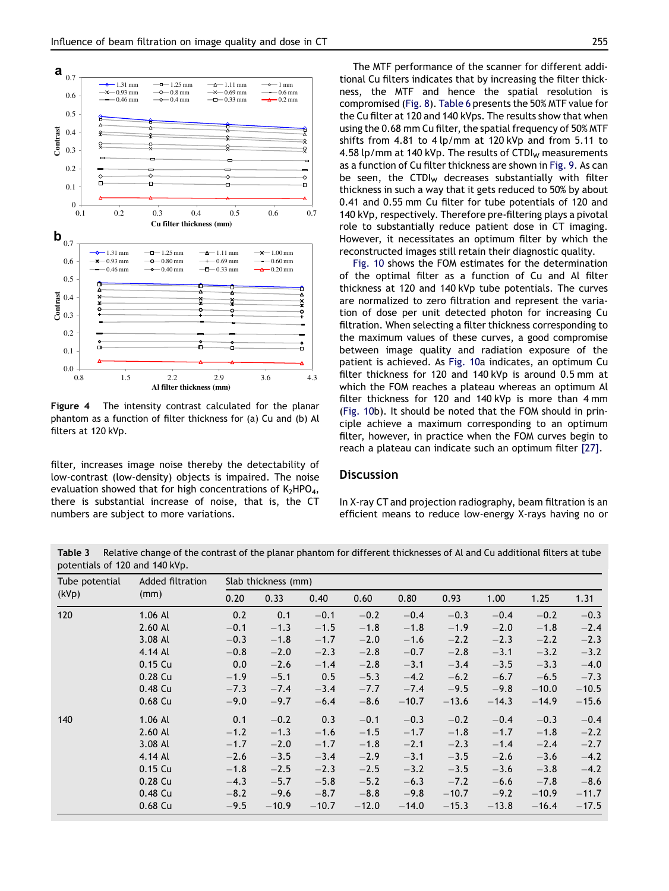Figure 4 The intensity contrast calculated for the planar phantom as a function of filter thickness for (a) Cu and (b) Al filters at 120 kVp.

filter, increases image noise thereby the detectability of low-contrast (low-density) objects is impaired. The noise evaluation showed that for high concentrations of $K_2HPO_4$, there is substantial increase of noise, that is, the CT numbers are subject to more variations.

The MTF performance of the scanner for different additional Cu filters indicates that by increasing the filter thickness, the MTF and hence the spatial resolution is compromised (Fig. 8). Table 6 presents the 50% MTF value for the Cu filter at 120 and 140 kVps. The results show that when using the 0.68 mm Cu filter, the spatial frequency of 50% MTF shifts from 4.81 to 4 lp/mm at 120 kVp and from 5.11 to 4.58 lp/mm at 140 kVp. The results of $CTDI_W$ measurements as a function of Cu filter thickness are shown in Fig. 9. As can be seen, the $CTDI_W$ decreases substantially with filter thickness in such a way that it gets reduced to 50% by about 0.41 and 0.55 mm Cu filter for tube potentials of 120 and 140 kVp, respectively. Therefore pre-filtering plays a pivotal role to substantially reduce patient dose in CT imaging. However, it necessitates an optimum filter by which the reconstructed images still retain their diagnostic quality.

Fig. 10 shows the FOM estimates for the determination of the optimal filter as a function of Cu and Al filter thickness at 120 and 140 kVp tube potentials. The curves are normalized to zero filtration and represent the variation of dose per unit detected photon for increasing Cu filtration. When selecting a filter thickness corresponding to the maximum values of these curves, a good compromise between image quality and radiation exposure of the patient is achieved. As Fig. 10a indicates, an optimum Cu filter thickness for 120 and 140 kVp is around 0.5 mm at which the FOM reaches a plateau whereas an optimum Al filter thickness for 120 and 140 kVp is more than 4 mm (Fig. 10b). It should be noted that the FOM should in principle achieve a maximum corresponding to an optimum filter, however, in practice when the FOM curves begin to reach a plateau can indicate such an optimum filter [27].

## Discussion

In X-ray CT and projection radiography, beam filtration is an efficient means to reduce low-energy X-rays having no or

**Table 3** Relative change of the contrast of the planar phantom for different thicknesses of Al and Cu additional filters at tube potentials of 120 and 140 kVp.

| Tube potential (kVp) | Added filtration (mm) | Slab thickness (mm) | | | | | | | | |
|---|---|---|---|---|---|---|---|---|---|---|
| | | 0.20 | 0.33 | 0.40 | 0.60 | 0.80 | 0.93 | 1.00 | 1.25 | 1.31 |
| 120 | 1.06 Al | 0.2 | 0.1 | −0.1 | −0.2 | −0.4 | −0.3 | −0.4 | −0.2 | −0.3 |
| | 2.60 Al | −0.1 | −1.3 | −1.5 | −1.8 | −1.8 | −1.9 | −2.0 | −1.8 | −2.4 |
| | 3.08 Al | −0.3 | −1.8 | −1.7 | −2.0 | −1.6 | −2.2 | −2.3 | −2.2 | −2.3 |
| | 4.14 Al | −0.8 | −2.0 | −2.3 | −2.8 | −0.7 | −2.8 | −3.1 | −3.2 | −3.2 |
| | 0.15 Cu | 0.0 | −2.6 | −1.4 | −2.8 | −3.1 | −3.4 | −3.5 | −3.3 | −4.0 |
| | 0.28 Cu | −1.9 | −5.1 | 0.5 | −5.3 | −4.2 | −6.2 | −6.7 | −6.5 | −7.3 |
| | 0.48 Cu | −7.3 | −7.4 | −3.4 | −7.7 | −7.4 | −9.5 | −9.8 | −10.0 | −10.5 |
| | 0.68 Cu | −9.0 | −9.7 | −6.4 | −8.6 | −10.7 | −13.6 | −14.3 | −14.9 | −15.6 |
| 140 | 1.06 Al | 0.1 | −0.2 | 0.3 | −0.1 | −0.3 | −0.2 | −0.4 | −0.3 | −0.4 |
| | 2.60 Al | −1.2 | −1.3 | −1.6 | −1.5 | −1.7 | −1.8 | −1.7 | −1.8 | −2.2 |
| | 3.08 Al | −1.7 | −2.0 | −1.7 | −1.8 | −2.1 | −2.3 | −1.4 | −2.4 | −2.7 |
| | 4.14 Al | −2.6 | −3.5 | −3.4 | −2.9 | −3.1 | −3.5 | −2.6 | −3.6 | −4.2 |
| | 0.15 Cu | −1.8 | −2.5 | −2.3 | −2.5 | −3.2 | −3.5 | −3.6 | −3.8 | −4.2 |
| | 0.28 Cu | −4.3 | −5.7 | −5.8 | −5.2 | −6.3 | −7.2 | −6.6 | −7.8 | −8.6 |
| | 0.48 Cu | −8.2 | −9.6 | −8.7 | −8.8 | −9.8 | −10.7 | −9.2 | −10.9 | −11.7 |
| | 0.68 Cu | −9.5 | −10.9 | −10.7 | −12.0 | −14.0 | −15.3 | −13.8 | −16.4 | −17.5 |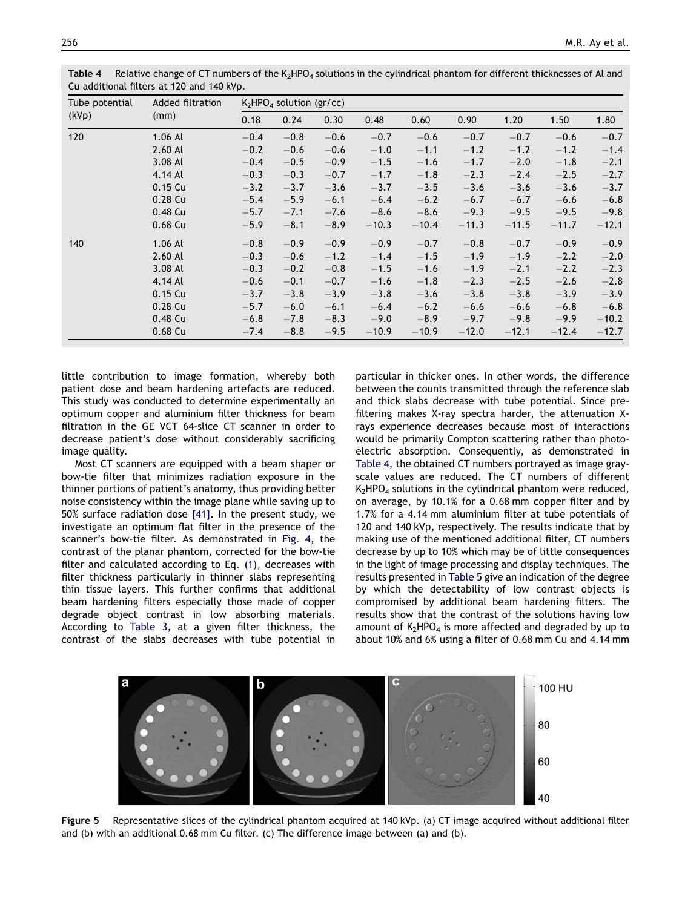**Table 4** Relative change of CT numbers of the $K_2HPO_4$ solutions in the cylindrical phantom for different thicknesses of Al and Cu additional filters at 120 and 140 kVp.

| Tube potential (kVp) | Added filtration (mm) | $K_2HPO_4$ solution (gr/cc) | | | | | | | | |
|---|---|---|---|---|---|---|---|---|---|---|
| | | 0.18 | 0.24 | 0.30 | 0.48 | 0.60 | 0.90 | 1.20 | 1.50 | 1.80 |
| 120 | 1.06 Al | −0.4 | −0.8 | −0.6 | −0.7 | −0.6 | −0.7 | −0.7 | −0.6 | −0.7 |
| | 2.60 Al | −0.2 | −0.6 | −0.6 | −1.0 | −1.1 | −1.2 | −1.2 | −1.2 | −1.4 |
| | 3.08 Al | −0.4 | −0.5 | −0.9 | −1.5 | −1.6 | −1.7 | −2.0 | −1.8 | −2.1 |
| | 4.14 Al | −0.3 | −0.3 | −0.7 | −1.7 | −1.8 | −2.3 | −2.4 | −2.5 | −2.7 |
| | 0.15 Cu | −3.2 | −3.7 | −3.6 | −3.7 | −3.5 | −3.6 | −3.6 | −3.6 | −3.7 |
| | 0.28 Cu | −5.4 | −5.9 | −6.1 | −6.4 | −6.2 | −6.7 | −6.7 | −6.6 | −6.8 |
| | 0.48 Cu | −5.7 | −7.1 | −7.6 | −8.6 | −8.6 | −9.3 | −9.5 | −9.5 | −9.8 |
| | 0.68 Cu | −5.9 | −8.1 | −8.9 | −10.3 | −10.4 | −11.3 | −11.5 | −11.7 | −12.1 |
| 140 | 1.06 Al | −0.8 | −0.9 | −0.9 | −0.9 | −0.7 | −0.8 | −0.7 | −0.9 | −0.9 |
| | 2.60 Al | −0.3 | −0.6 | −1.2 | −1.4 | −1.5 | −1.9 | −1.9 | −2.2 | −2.0 |
| | 3.08 Al | −0.3 | −0.2 | −0.8 | −1.5 | −1.6 | −1.9 | −2.1 | −2.2 | −2.3 |
| | 4.14 Al | −0.6 | −0.1 | −0.7 | −1.6 | −1.8 | −2.3 | −2.5 | −2.6 | −2.8 |
| | 0.15 Cu | −3.7 | −3.8 | −3.9 | −3.8 | −3.6 | −3.8 | −3.8 | −3.9 | −3.9 |
| | 0.28 Cu | −5.7 | −6.0 | −6.1 | −6.4 | −6.2 | −6.6 | −6.6 | −6.8 | −6.8 |
| | 0.48 Cu | −6.8 | −7.8 | −8.3 | −9.0 | −8.9 | −9.7 | −9.8 | −9.9 | −10.2 |
| | 0.68 Cu | −7.4 | −8.8 | −9.5 | −10.9 | −10.9 | −12.0 | −12.1 | −12.4 | −12.7 |

little contribution to image formation, whereby both patient dose and beam hardening artefacts are reduced. This study was conducted to determine experimentally an optimum copper and aluminium filter thickness for beam filtration in the GE VCT 64-slice CT scanner in order to decrease patient's dose without considerably sacrificing image quality.

Most CT scanners are equipped with a beam shaper or bow-tie filter that minimizes radiation exposure in the thinner portions of patient's anatomy, thus providing better noise consistency within the image plane while saving up to 50% surface radiation dose [41]. In the present study, we investigate an optimum flat filter in the presence of the scanner's bow-tie filter. As demonstrated in Fig. 4, the contrast of the planar phantom, corrected for the bow-tie filter and calculated according to Eq. (1), decreases with filter thickness particularly in thinner slabs representing thin tissue layers. This further confirms that additional beam hardening filters especially those made of copper degrade object contrast in low absorbing materials. According to Table 3, at a given filter thickness, the contrast of the slabs decreases with tube potential in particular in thicker ones. In other words, the difference between the counts transmitted through the reference slab and thick slabs decrease with tube potential. Since pre-filtering makes X-ray spectra harder, the attenuation X-rays experience decreases because most of interactions would be primarily Compton scattering rather than photoelectric absorption. Consequently, as demonstrated in Table 4, the obtained CT numbers portrayed as image grayscale values are reduced. The CT numbers of different $K_2HPO_4$ solutions in the cylindrical phantom were reduced, on average, by 10.1% for a 0.68 mm copper filter and by 1.7% for a 4.14 mm aluminium filter at tube potentials of 120 and 140 kVp, respectively. The results indicate that by making use of the mentioned additional filter, CT numbers decrease by up to 10% which may be of little consequences in the light of image processing and display techniques. The results presented in Table 5 give an indication of the degree by which the detectability of low contrast objects is compromised by additional beam hardening filters. The results show that the contrast of the solutions having low amount of $K_2HPO_4$ is more affected and degraded by up to about 10% and 6% using a filter of 0.68 mm Cu and 4.14 mm

**Figure 5** Representative slices of the cylindrical phantom acquired at 140 kVp. (a) CT image acquired without additional filter and (b) with an additional 0.68 mm Cu filter. (c) The difference image between (a) and (b).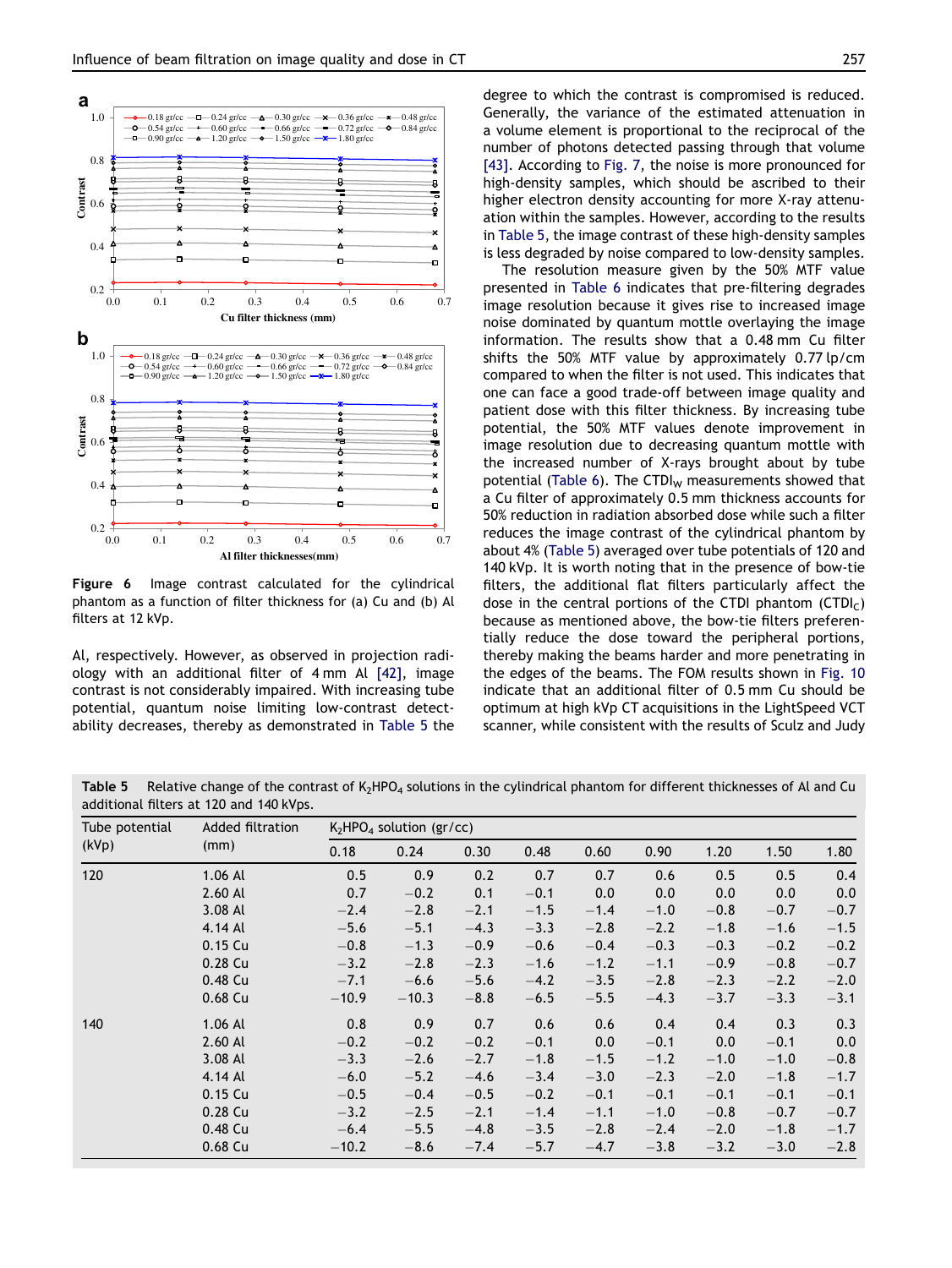Figure 6 Image contrast calculated for the cylindrical phantom as a function of filter thickness for (a) Cu and (b) Al filters at 12 kVp.

Al, respectively. However, as observed in projection radiology with an additional filter of 4 mm Al [42], image contrast is not considerably impaired. With increasing tube potential, quantum noise limiting low-contrast detectability decreases, thereby as demonstrated in Table 5 the degree to which the contrast is compromised is reduced. Generally, the variance of the estimated attenuation in a volume element is proportional to the reciprocal of the number of photons detected passing through that volume [43]. According to Fig. 7, the noise is more pronounced for high-density samples, which should be ascribed to their higher electron density accounting for more X-ray attenuation within the samples. However, according to the results in Table 5, the image contrast of these high-density samples is less degraded by noise compared to low-density samples.

The resolution measure given by the 50% MTF value presented in Table 6 indicates that pre-filtering degrades image resolution because it gives rise to increased image noise dominated by quantum mottle overlaying the image information. The results show that a 0.48 mm Cu filter shifts the 50% MTF value by approximately 0.77 lp/cm compared to when the filter is not used. This indicates that one can face a good trade-off between image quality and patient dose with this filter thickness. By increasing tube potential, the 50% MTF values denote improvement in image resolution due to decreasing quantum mottle with the increased number of X-rays brought about by tube potential (Table 6). The $CTDI_W$ measurements showed that a Cu filter of approximately 0.5 mm thickness accounts for 50% reduction in radiation absorbed dose while such a filter reduces the image contrast of the cylindrical phantom by about 4% (Table 5) averaged over tube potentials of 120 and 140 kVp. It is worth noting that in the presence of bow-tie filters, the additional flat filters particularly affect the dose in the central portions of the CTDI phantom ($CTDI_C$) because as mentioned above, the bow-tie filters preferentially reduce the dose toward the peripheral portions, thereby making the beams harder and more penetrating in the edges of the beams. The FOM results shown in Fig. 10 indicate that an additional filter of 0.5 mm Cu should be optimum at high kVp CT acquisitions in the LightSpeed VCT scanner, while consistent with the results of Sculz and Judy

**Table 5** Relative change of the contrast of $K_2HPO_4$ solutions in the cylindrical phantom for different thicknesses of Al and Cu additional filters at 120 and 140 kVps.

| Tube potential (kVp) | Added filtration (mm) | $K_2HPO_4$ solution (gr/cc) | | | | | | | | |
|---|---|---|---|---|---|---|---|---|---|---|
| | | 0.18 | 0.24 | 0.30 | 0.48 | 0.60 | 0.90 | 1.20 | 1.50 | 1.80 |
| 120 | 1.06 Al | 0.5 | 0.9 | 0.2 | 0.7 | 0.7 | 0.6 | 0.5 | 0.5 | 0.4 |
| | 2.60 Al | 0.7 | −0.2 | 0.1 | −0.1 | 0.0 | 0.0 | 0.0 | 0.0 | 0.0 |
| | 3.08 Al | −2.4 | −2.8 | −2.1 | −1.5 | −1.4 | −1.0 | −0.8 | −0.7 | −0.7 |
| | 4.14 Al | −5.6 | −5.1 | −4.3 | −3.3 | −2.8 | −2.2 | −1.8 | −1.6 | −1.5 |
| | 0.15 Cu | −0.8 | −1.3 | −0.9 | −0.6 | −0.4 | −0.3 | −0.3 | −0.2 | −0.2 |
| | 0.28 Cu | −3.2 | −2.8 | −2.3 | −1.6 | −1.2 | −1.1 | −0.9 | −0.8 | −0.7 |
| | 0.48 Cu | −7.1 | −6.6 | −5.6 | −4.2 | −3.5 | −2.8 | −2.3 | −2.2 | −2.0 |
| | 0.68 Cu | −10.9 | −10.3 | −8.8 | −6.5 | −5.5 | −4.3 | −3.7 | −3.3 | −3.1 |
| 140 | 1.06 Al | 0.8 | 0.9 | 0.7 | 0.6 | 0.6 | 0.4 | 0.4 | 0.3 | 0.3 |
| | 2.60 Al | −0.2 | −0.2 | −0.2 | −0.1 | 0.0 | −0.1 | 0.0 | −0.1 | 0.0 |
| | 3.08 Al | −3.3 | −2.6 | −2.7 | −1.8 | −1.5 | −1.2 | −1.0 | −1.0 | −0.8 |
| | 4.14 Al | −6.0 | −5.2 | −4.6 | −3.4 | −3.0 | −2.3 | −2.0 | −1.8 | −1.7 |
| | 0.15 Cu | −0.5 | −0.4 | −0.5 | −0.2 | −0.1 | −0.1 | −0.1 | −0.1 | −0.1 |
| | 0.28 Cu | −3.2 | −2.5 | −2.1 | −1.4 | −1.1 | −1.0 | −0.8 | −0.7 | −0.7 |
| | 0.48 Cu | −6.4 | −5.5 | −4.8 | −3.5 | −2.8 | −2.4 | −2.0 | −1.8 | −1.7 |
| | 0.68 Cu | −10.2 | −8.6 | −7.4 | −5.7 | −4.7 | −3.8 | −3.2 | −3.0 | −2.8 |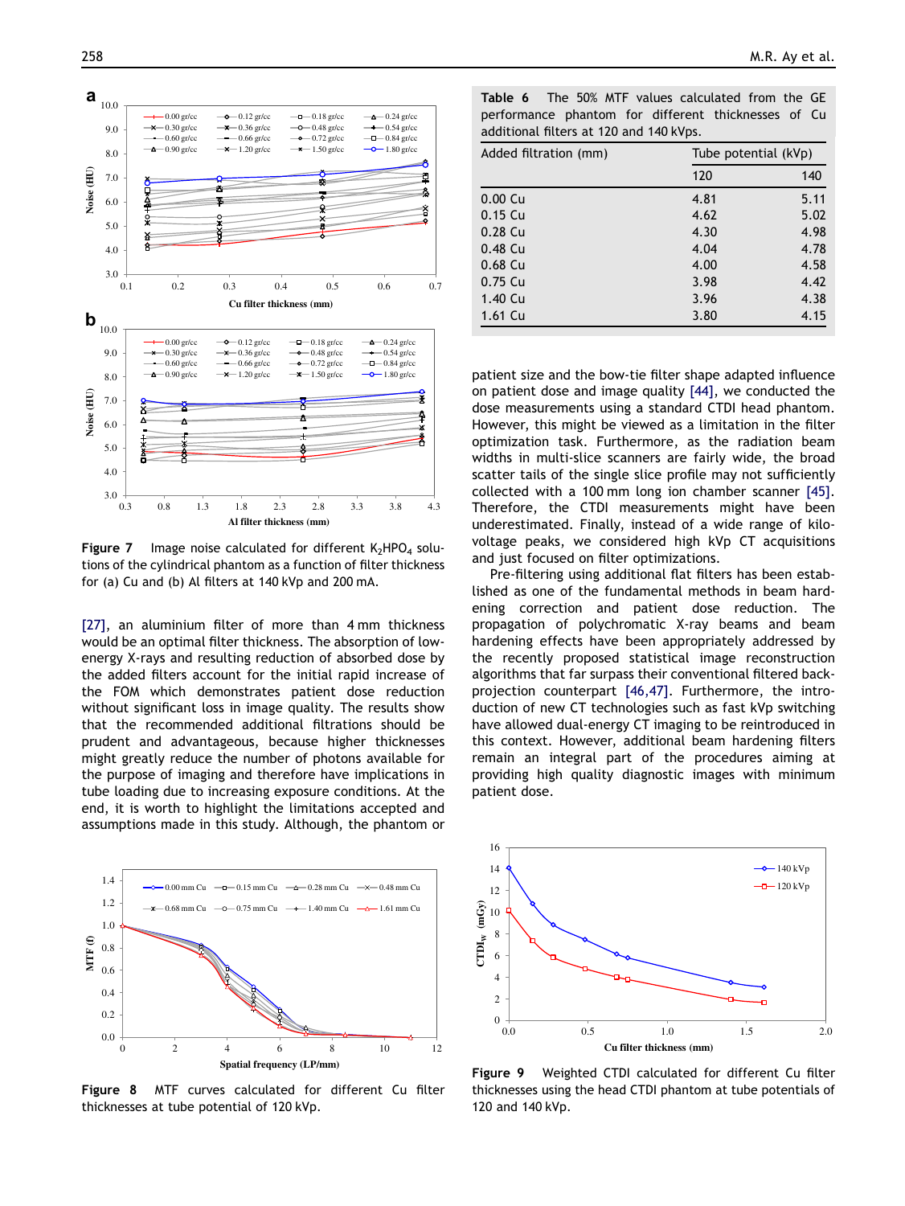Figure 7 Image noise calculated for different $K_2HPO_4$ solutions of the cylindrical phantom as a function of filter thickness for (a) Cu and (b) Al filters at 140 kVp and 200 mA.

[27], an aluminium filter of more than 4 mm thickness would be an optimal filter thickness. The absorption of low-energy X-rays and resulting reduction of absorbed dose by the added filters account for the initial rapid increase of the FOM which demonstrates patient dose reduction without significant loss in image quality. The results show that the recommended additional filtrations should be prudent and advantageous, because higher thicknesses might greatly reduce the number of photons available for the purpose of imaging and therefore have implications in tube loading due to increasing exposure conditions. At the end, it is worth to highlight the limitations accepted and assumptions made in this study. Although, the phantom or patient size and the bow-tie filter shape adapted influence on patient dose and image quality [44], we conducted the dose measurements using a standard CTDI head phantom. However, this might be viewed as a limitation in the filter optimization task. Furthermore, as the radiation beam widths in multi-slice scanners are fairly wide, the broad scatter tails of the single slice profile may not sufficiently collected with a 100 mm long ion chamber scanner [45]. Therefore, the CTDI measurements might have been underestimated. Finally, instead of a wide range of kilo-voltage peaks, we considered high kVp CT acquisitions and just focused on filter optimizations.

Pre-filtering using additional flat filters has been established as one of the fundamental methods in beam hardening correction and patient dose reduction. The propagation of polychromatic X-ray beams and beam hardening effects have been appropriately addressed by the recently proposed statistical image reconstruction algorithms that far surpass their conventional filtered back-projection counterpart [46,47]. Furthermore, the introduction of new CT technologies such as fast kVp switching have allowed dual-energy CT imaging to be reintroduced in this context. However, additional beam hardening filters remain an integral part of the procedures aiming at providing high quality diagnostic images with minimum patient dose.

**Table 6** The 50% MTF values calculated from the GE performance phantom for different thicknesses of Cu additional filters at 120 and 140 kVps.

| Added filtration (mm) | Tube potential (kVp) | |
|---|---|---|
| | 120 | 140 |
| 0.00 Cu | 4.81 | 5.11 |
| 0.15 Cu | 4.62 | 5.02 |
| 0.28 Cu | 4.30 | 4.98 |
| 0.48 Cu | 4.04 | 4.78 |
| 0.68 Cu | 4.00 | 4.58 |
| 0.75 Cu | 3.98 | 4.42 |
| 1.40 Cu | 3.96 | 4.38 |
| 1.61 Cu | 3.80 | 4.15 |

Figure 8 MTF curves calculated for different Cu filter thicknesses at tube potential of 120 kVp.

Figure 9 Weighted CTDI calculated for different Cu filter thicknesses using the head CTDI phantom at tube potentials of 120 and 140 kVp.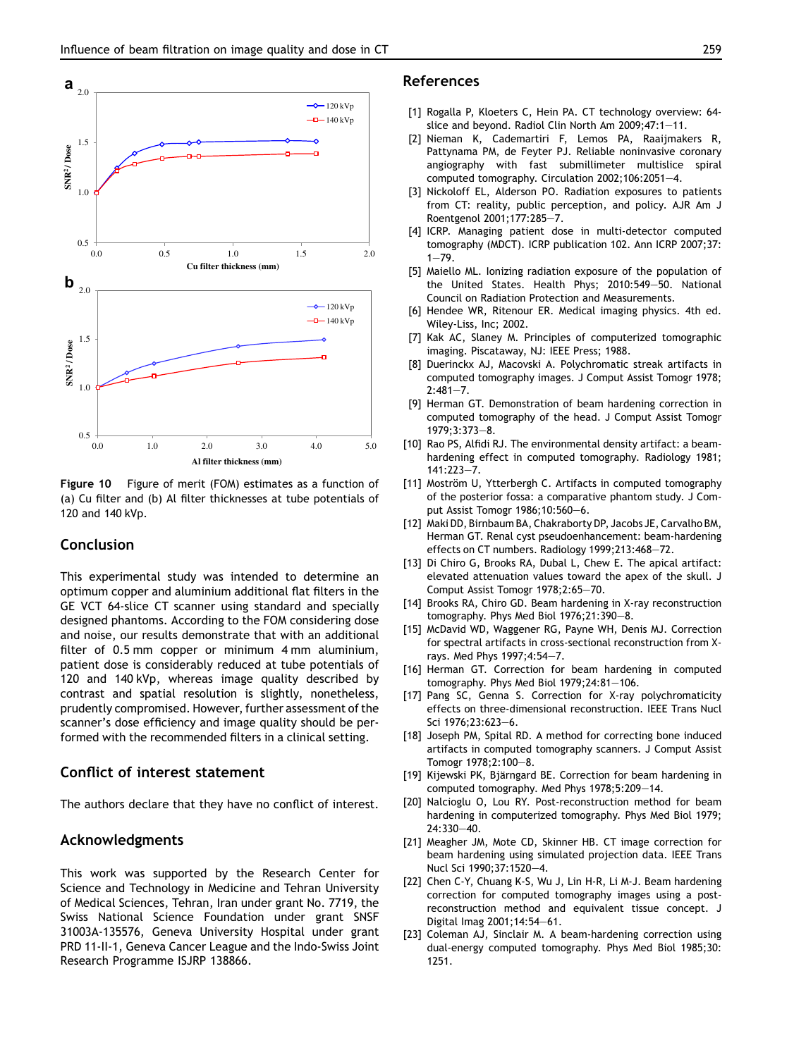Figure 10 Figure of merit (FOM) estimates as a function of (a) Cu filter and (b) Al filter thicknesses at tube potentials of 120 and 140 kVp.

## Conclusion

This experimental study was intended to determine an optimum copper and aluminium additional flat filters in the GE VCT 64-slice CT scanner using standard and specially designed phantoms. According to the FOM considering dose and noise, our results demonstrate that with an additional filter of 0.5 mm copper or minimum 4 mm aluminium, patient dose is considerably reduced at tube potentials of 120 and 140 kVp, whereas image quality described by contrast and spatial resolution is slightly, nonetheless, prudently compromised. However, further assessment of the scanner's dose efficiency and image quality should be performed with the recommended filters in a clinical setting.

## Conflict of interest statement

The authors declare that they have no conflict of interest.

## Acknowledgments

This work was supported by the Research Center for Science and Technology in Medicine and Tehran University of Medical Sciences, Tehran, Iran under grant No. 7719, the Swiss National Science Foundation under grant SNSF 31003A-135576, Geneva University Hospital under grant PRD 11-II-1, Geneva Cancer League and the Indo-Swiss Joint Research Programme ISJRP 138866.

## References

[1] Rogalla P, Kloeters C, Hein PA. CT technology overview: 64-slice and beyond. Radiol Clin North Am 2009;47:1—11.

[2] Nieman K, Cademartiri F, Lemos PA, Raaijmakers R, Pattynama PM, de Feyter PJ. Reliable noninvasive coronary angiography with fast submillimeter multislice spiral computed tomography. Circulation 2002;106:2051—4.

[3] Nickoloff EL, Alderson PO. Radiation exposures to patients from CT: reality, public perception, and policy. AJR Am J Roentgenol 2001;177:285—7.

[4] ICRP. Managing patient dose in multi-detector computed tomography (MDCT). ICRP publication 102. Ann ICRP 2007;37:1—79.

[5] Maiello ML. Ionizing radiation exposure of the population of the United States. Health Phys; 2010:549—50. National Council on Radiation Protection and Measurements.

[6] Hendee WR, Ritenour ER. Medical imaging physics. 4th ed. Wiley-Liss, Inc; 2002.

[7] Kak AC, Slaney M. Principles of computerized tomographic imaging. Piscataway, NJ: IEEE Press; 1988.

[8] Duerinckx AJ, Macovski A. Polychromatic streak artifacts in computed tomography images. J Comput Assist Tomogr 1978; 2:481—7.

[9] Herman GT. Demonstration of beam hardening correction in computed tomography of the head. J Comput Assist Tomogr 1979;3:373—8.

[10] Rao PS, Alfidi RJ. The environmental density artifact: a beam-hardening effect in computed tomography. Radiology 1981; 141:223—7.

[11] Moström U, Ytterbergh C. Artifacts in computed tomography of the posterior fossa: a comparative phantom study. J Comput Assist Tomogr 1986;10:560—6.

[12] Maki DD, Birnbaum BA, Chakraborty DP, Jacobs JE, Carvalho BM, Herman GT. Renal cyst pseudoenhancement: beam-hardening effects on CT numbers. Radiology 1999;213:468—72.

[13] Di Chiro G, Brooks RA, Dubal L, Chew E. The apical artifact: elevated attenuation values toward the apex of the skull. J Comput Assist Tomogr 1978;2:65—70.

[14] Brooks RA, Chiro GD. Beam hardening in X-ray reconstruction tomography. Phys Med Biol 1976;21:390—8.

[15] McDavid WD, Waggener RG, Payne WH, Denis MJ. Correction for spectral artifacts in cross-sectional reconstruction from X-rays. Med Phys 1997;4:54—7.

[16] Herman GT. Correction for beam hardening in computed tomography. Phys Med Biol 1979;24:81—106.

[17] Pang SC, Genna S. Correction for X-ray polychromaticity effects on three-dimensional reconstruction. IEEE Trans Nucl Sci 1976;23:623—6.

[18] Joseph PM, Spital RD. A method for correcting bone induced artifacts in computed tomography scanners. J Comput Assist Tomogr 1978;2:100—8.

[19] Kijewski PK, Bjärngard BE. Correction for beam hardening in computed tomography. Med Phys 1978;5:209—14.

[20] Nalcioglu O, Lou RY. Post-reconstruction method for beam hardening in computerized tomography. Phys Med Biol 1979; 24:330—40.

[21] Meagher JM, Mote CD, Skinner HB. CT image correction for beam hardening using simulated projection data. IEEE Trans Nucl Sci 1990;37:1520—4.

[22] Chen C-Y, Chuang K-S, Wu J, Lin H-R, Li M-J. Beam hardening correction for computed tomography images using a post-reconstruction method and equivalent tissue concept. J Digital Imag 2001;14:54—61.

[23] Coleman AJ, Sinclair M. A beam-hardening correction using dual-energy computed tomography. Phys Med Biol 1985;30: 1251.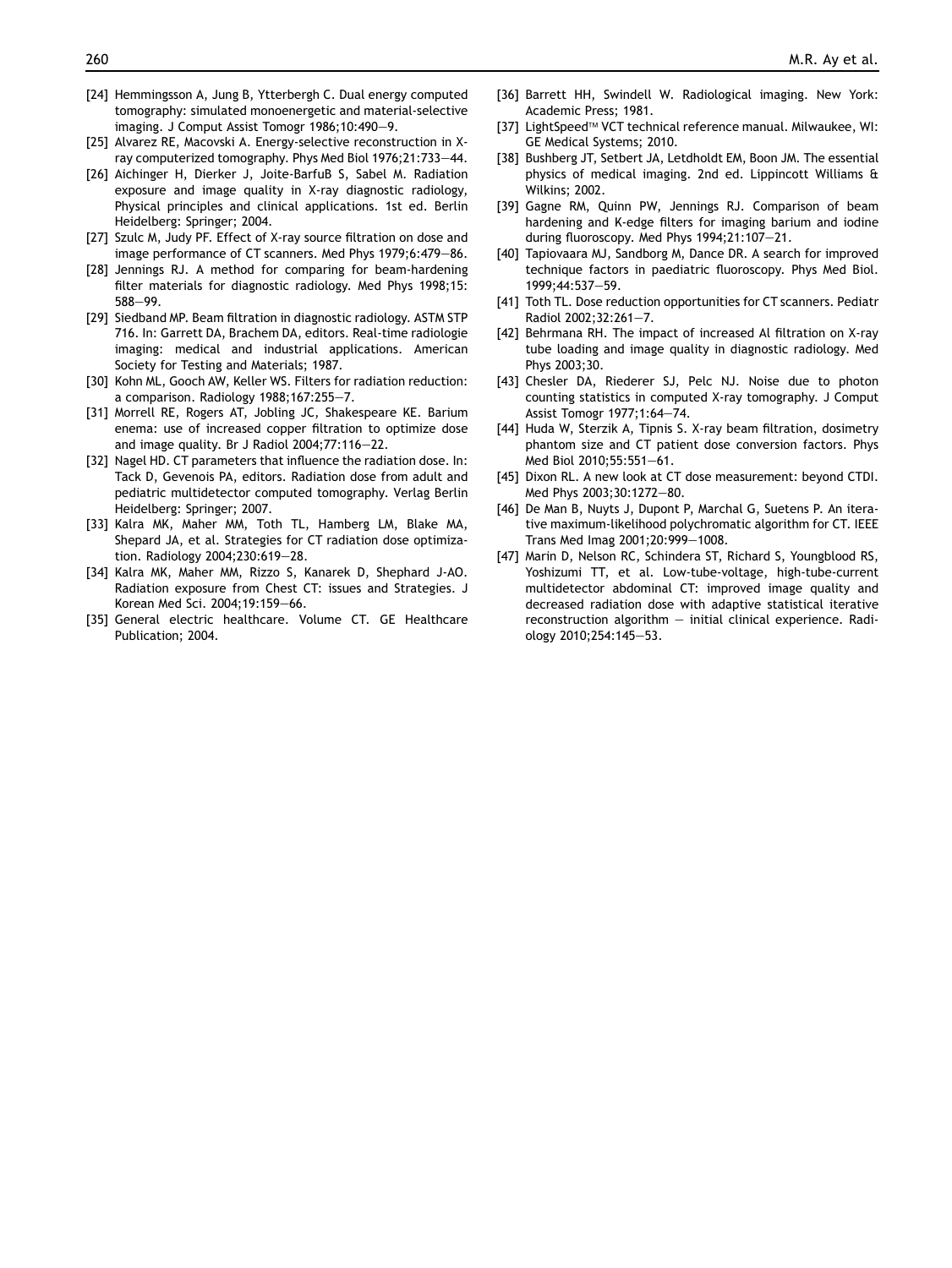[24] Hemmingsson A, Jung B, Ytterbergh C. Dual energy computed tomography: simulated monoenergetic and material-selective imaging. J Comput Assist Tomogr 1986;10:490—9.

[25] Alvarez RE, Macovski A. Energy-selective reconstruction in X-ray computerized tomography. Phys Med Biol 1976;21:733—44.

[26] Aichinger H, Dierker J, Joite-BarfuB S, Sabel M. Radiation exposure and image quality in X-ray diagnostic radiology, Physical principles and clinical applications. 1st ed. Berlin Heidelberg: Springer; 2004.

[27] Szulc M, Judy PF. Effect of X-ray source filtration on dose and image performance of CT scanners. Med Phys 1979;6:479—86.

[28] Jennings RJ. A method for comparing for beam-hardening filter materials for diagnostic radiology. Med Phys 1998;15: 588—99.

[29] Siedband MP. Beam filtration in diagnostic radiology. ASTM STP 716. In: Garrett DA, Brachem DA, editors. Real-time radiologie imaging: medical and industrial applications. American Society for Testing and Materials; 1987.

[30] Kohn ML, Gooch AW, Keller WS. Filters for radiation reduction: a comparison. Radiology 1988;167:255—7.

[31] Morrell RE, Rogers AT, Jobling JC, Shakespeare KE. Barium enema: use of increased copper filtration to optimize dose and image quality. Br J Radiol 2004;77:116—22.

[32] Nagel HD. CT parameters that influence the radiation dose. In: Tack D, Gevenois PA, editors. Radiation dose from adult and pediatric multidetector computed tomography. Verlag Berlin Heidelberg: Springer; 2007.

[33] Kalra MK, Maher MM, Toth TL, Hamberg LM, Blake MA, Shepard JA, et al. Strategies for CT radiation dose optimization. Radiology 2004;230:619—28.

[34] Kalra MK, Maher MM, Rizzo S, Kanarek D, Shephard J-AO. Radiation exposure from Chest CT: issues and Strategies. J Korean Med Sci. 2004;19:159—66.

[35] General electric healthcare. Volume CT. GE Healthcare Publication; 2004.

[36] Barrett HH, Swindell W. Radiological imaging. New York: Academic Press; 1981.

[37] LightSpeed™ VCT technical reference manual. Milwaukee, WI: GE Medical Systems; 2010.

[38] Bushberg JT, Setbert JA, Letdholdt EM, Boon JM. The essential physics of medical imaging. 2nd ed. Lippincott Williams & Wilkins; 2002.

[39] Gagne RM, Quinn PW, Jennings RJ. Comparison of beam hardening and K-edge filters for imaging barium and iodine during fluoroscopy. Med Phys 1994;21:107—21.

[40] Tapiovaara MJ, Sandborg M, Dance DR. A search for improved technique factors in paediatric fluoroscopy. Phys Med Biol. 1999;44:537—59.

[41] Toth TL. Dose reduction opportunities for CT scanners. Pediatr Radiol 2002;32:261—7.

[42] Behrmana RH. The impact of increased Al filtration on X-ray tube loading and image quality in diagnostic radiology. Med Phys 2003;30.

[43] Chesler DA, Riederer SJ, Pelc NJ. Noise due to photon counting statistics in computed X-ray tomography. J Comput Assist Tomogr 1977;1:64—74.

[44] Huda W, Sterzik A, Tipnis S. X-ray beam filtration, dosimetry phantom size and CT patient dose conversion factors. Phys Med Biol 2010;55:551—61.

[45] Dixon RL. A new look at CT dose measurement: beyond CTDI. Med Phys 2003;30:1272—80.

[46] De Man B, Nuyts J, Dupont P, Marchal G, Suetens P. An iterative maximum-likelihood polychromatic algorithm for CT. IEEE Trans Med Imag 2001;20:999—1008.

[47] Marin D, Nelson RC, Schindera ST, Richard S, Youngblood RS, Yoshizumi TT, et al. Low-tube-voltage, high-tube-current multidetector abdominal CT: improved image quality and decreased radiation dose with adaptive statistical iterative reconstruction algorithm — initial clinical experience. Radiology 2010;254:145—53.